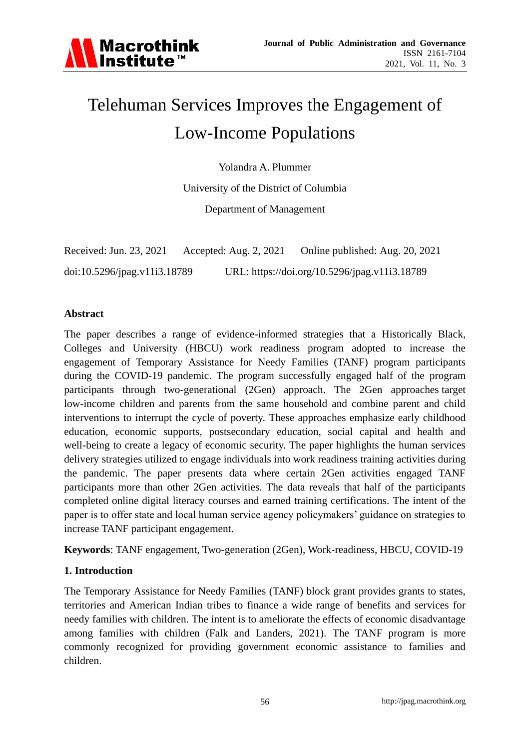# Telehuman Services Improves the Engagement of Low-Income Populations

Yolandra A. Plummer

University of the District of Columbia

Department of Management

Received: Jun. 23, 2021  Accepted: Aug. 2, 2021  Online published: Aug. 20, 2021

doi:10.5296/jpag.v11i3.18789  URL: https://doi.org/10.5296/jpag.v11i3.18789

## Abstract

The paper describes a range of evidence-informed strategies that a Historically Black, Colleges and University (HBCU) work readiness program adopted to increase the engagement of Temporary Assistance for Needy Families (TANF) program participants during the COVID-19 pandemic. The program successfully engaged half of the program participants through two-generational (2Gen) approach. The 2Gen approaches target low-income children and parents from the same household and combine parent and child interventions to interrupt the cycle of poverty. These approaches emphasize early childhood education, economic supports, postsecondary education, social capital and health and well-being to create a legacy of economic security. The paper highlights the human services delivery strategies utilized to engage individuals into work readiness training activities during the pandemic. The paper presents data where certain 2Gen activities engaged TANF participants more than other 2Gen activities. The data reveals that half of the participants completed online digital literacy courses and earned training certifications. The intent of the paper is to offer state and local human service agency policymakers' guidance on strategies to increase TANF participant engagement.

**Keywords**: TANF engagement, Two-generation (2Gen), Work-readiness, HBCU, COVID-19

## 1. Introduction

The Temporary Assistance for Needy Families (TANF) block grant provides grants to states, territories and American Indian tribes to finance a wide range of benefits and services for needy families with children. The intent is to ameliorate the effects of economic disadvantage among families with children (Falk and Landers, 2021). The TANF program is more commonly recognized for providing government economic assistance to families and children.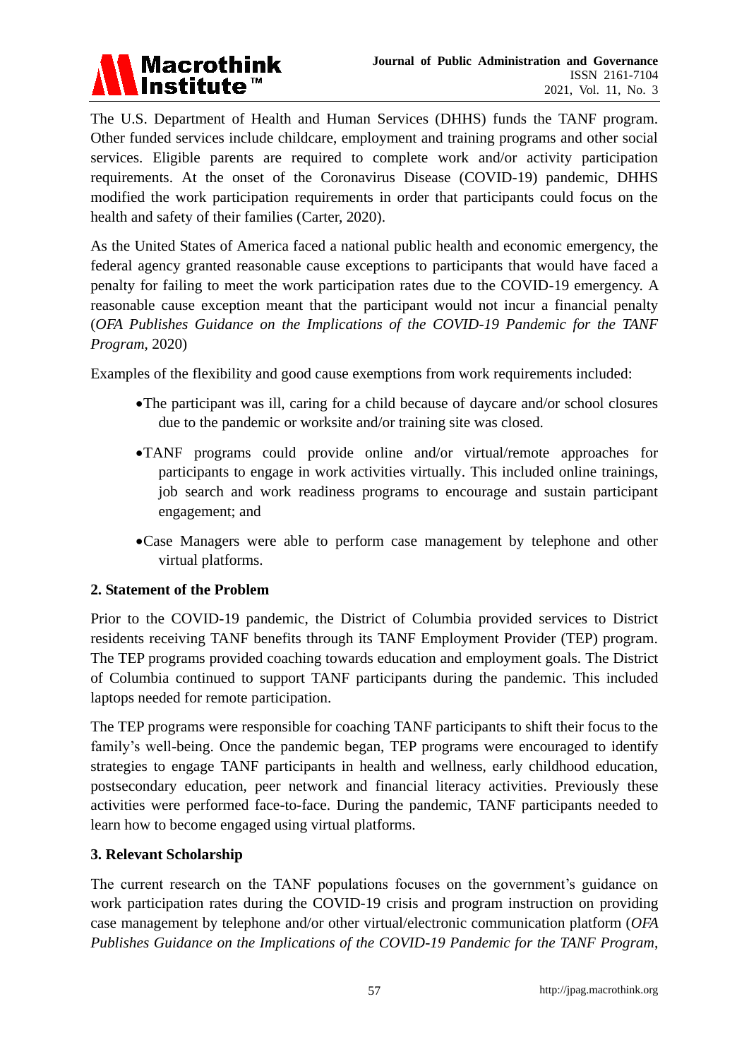The U.S. Department of Health and Human Services (DHHS) funds the TANF program. Other funded services include childcare, employment and training programs and other social services. Eligible parents are required to complete work and/or activity participation requirements. At the onset of the Coronavirus Disease (COVID-19) pandemic, DHHS modified the work participation requirements in order that participants could focus on the health and safety of their families (Carter, 2020).

As the United States of America faced a national public health and economic emergency, the federal agency granted reasonable cause exceptions to participants that would have faced a penalty for failing to meet the work participation rates due to the COVID-19 emergency. A reasonable cause exception meant that the participant would not incur a financial penalty (*OFA Publishes Guidance on the Implications of the COVID-19 Pandemic for the TANF Program*, 2020)

Examples of the flexibility and good cause exemptions from work requirements included:

- The participant was ill, caring for a child because of daycare and/or school closures due to the pandemic or worksite and/or training site was closed.
- TANF programs could provide online and/or virtual/remote approaches for participants to engage in work activities virtually. This included online trainings, job search and work readiness programs to encourage and sustain participant engagement; and
- Case Managers were able to perform case management by telephone and other virtual platforms.

## 2. Statement of the Problem

Prior to the COVID-19 pandemic, the District of Columbia provided services to District residents receiving TANF benefits through its TANF Employment Provider (TEP) program. The TEP programs provided coaching towards education and employment goals. The District of Columbia continued to support TANF participants during the pandemic. This included laptops needed for remote participation.

The TEP programs were responsible for coaching TANF participants to shift their focus to the family's well-being. Once the pandemic began, TEP programs were encouraged to identify strategies to engage TANF participants in health and wellness, early childhood education, postsecondary education, peer network and financial literacy activities. Previously these activities were performed face-to-face. During the pandemic, TANF participants needed to learn how to become engaged using virtual platforms.

## 3. Relevant Scholarship

The current research on the TANF populations focuses on the government's guidance on work participation rates during the COVID-19 crisis and program instruction on providing case management by telephone and/or other virtual/electronic communication platform (*OFA Publishes Guidance on the Implications of the COVID-19 Pandemic for the TANF Program*,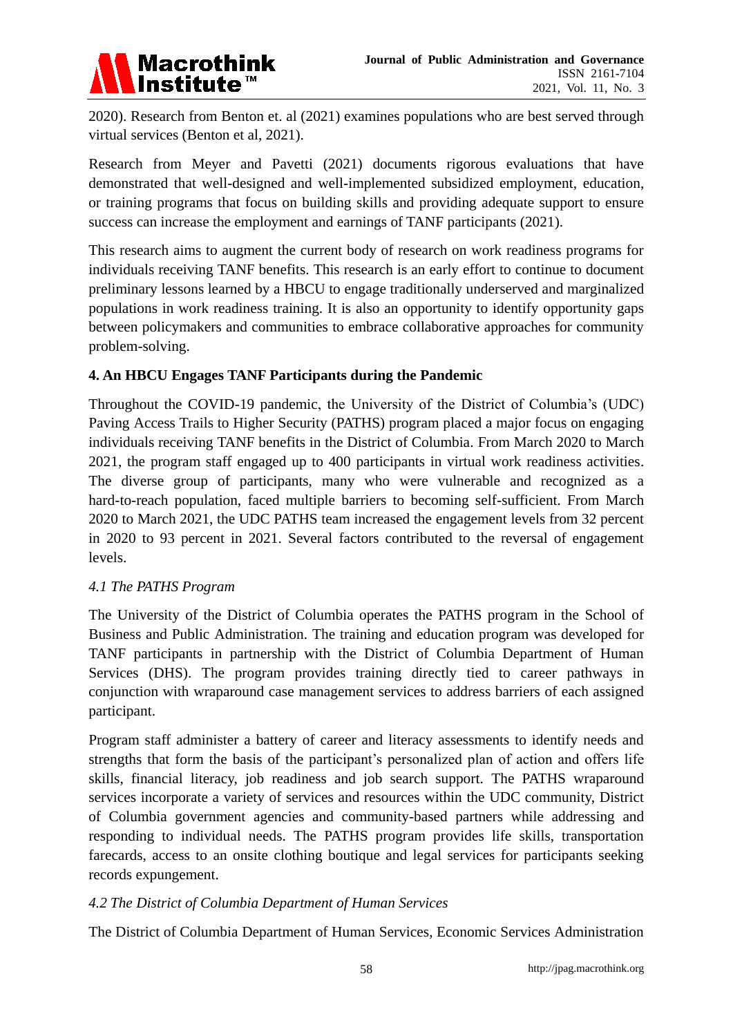2020). Research from Benton et. al (2021) examines populations who are best served through virtual services (Benton et al, 2021).

Research from Meyer and Pavetti (2021) documents rigorous evaluations that have demonstrated that well-designed and well-implemented subsidized employment, education, or training programs that focus on building skills and providing adequate support to ensure success can increase the employment and earnings of TANF participants (2021).

This research aims to augment the current body of research on work readiness programs for individuals receiving TANF benefits. This research is an early effort to continue to document preliminary lessons learned by a HBCU to engage traditionally underserved and marginalized populations in work readiness training. It is also an opportunity to identify opportunity gaps between policymakers and communities to embrace collaborative approaches for community problem-solving.

## 4. An HBCU Engages TANF Participants during the Pandemic

Throughout the COVID-19 pandemic, the University of the District of Columbia's (UDC) Paving Access Trails to Higher Security (PATHS) program placed a major focus on engaging individuals receiving TANF benefits in the District of Columbia. From March 2020 to March 2021, the program staff engaged up to 400 participants in virtual work readiness activities. The diverse group of participants, many who were vulnerable and recognized as a hard-to-reach population, faced multiple barriers to becoming self-sufficient. From March 2020 to March 2021, the UDC PATHS team increased the engagement levels from 32 percent in 2020 to 93 percent in 2021. Several factors contributed to the reversal of engagement levels.

### *4.1 The PATHS Program*

The University of the District of Columbia operates the PATHS program in the School of Business and Public Administration. The training and education program was developed for TANF participants in partnership with the District of Columbia Department of Human Services (DHS). The program provides training directly tied to career pathways in conjunction with wraparound case management services to address barriers of each assigned participant.

Program staff administer a battery of career and literacy assessments to identify needs and strengths that form the basis of the participant's personalized plan of action and offers life skills, financial literacy, job readiness and job search support. The PATHS wraparound services incorporate a variety of services and resources within the UDC community, District of Columbia government agencies and community-based partners while addressing and responding to individual needs. The PATHS program provides life skills, transportation farecards, access to an onsite clothing boutique and legal services for participants seeking records expungement.

### *4.2 The District of Columbia Department of Human Services*

The District of Columbia Department of Human Services, Economic Services Administration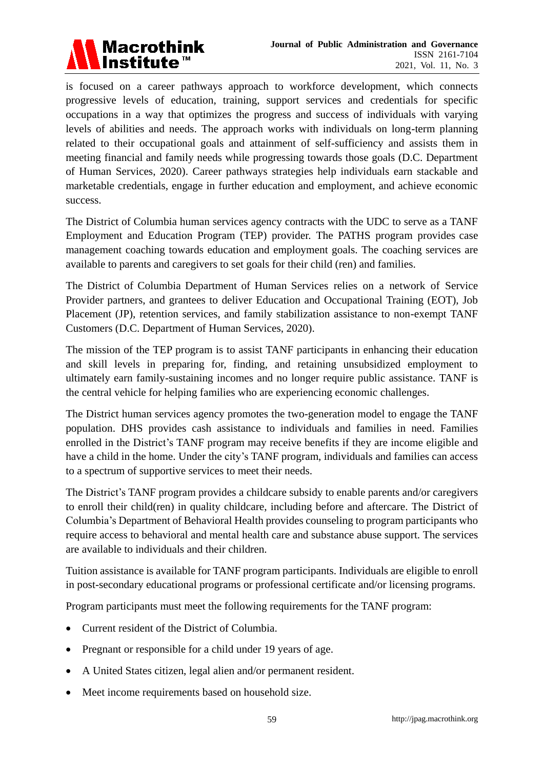is focused on a career pathways approach to workforce development, which connects progressive levels of education, training, support services and credentials for specific occupations in a way that optimizes the progress and success of individuals with varying levels of abilities and needs. The approach works with individuals on long-term planning related to their occupational goals and attainment of self-sufficiency and assists them in meeting financial and family needs while progressing towards those goals (D.C. Department of Human Services, 2020). Career pathways strategies help individuals earn stackable and marketable credentials, engage in further education and employment, and achieve economic success.

The District of Columbia human services agency contracts with the UDC to serve as a TANF Employment and Education Program (TEP) provider. The PATHS program provides case management coaching towards education and employment goals. The coaching services are available to parents and caregivers to set goals for their child (ren) and families.

The District of Columbia Department of Human Services relies on a network of Service Provider partners, and grantees to deliver Education and Occupational Training (EOT), Job Placement (JP), retention services, and family stabilization assistance to non-exempt TANF Customers (D.C. Department of Human Services, 2020).

The mission of the TEP program is to assist TANF participants in enhancing their education and skill levels in preparing for, finding, and retaining unsubsidized employment to ultimately earn family-sustaining incomes and no longer require public assistance. TANF is the central vehicle for helping families who are experiencing economic challenges.

The District human services agency promotes the two-generation model to engage the TANF population. DHS provides cash assistance to individuals and families in need. Families enrolled in the District's TANF program may receive benefits if they are income eligible and have a child in the home. Under the city's TANF program, individuals and families can access to a spectrum of supportive services to meet their needs.

The District's TANF program provides a childcare subsidy to enable parents and/or caregivers to enroll their child(ren) in quality childcare, including before and aftercare. The District of Columbia's Department of Behavioral Health provides counseling to program participants who require access to behavioral and mental health care and substance abuse support. The services are available to individuals and their children.

Tuition assistance is available for TANF program participants. Individuals are eligible to enroll in post-secondary educational programs or professional certificate and/or licensing programs.

Program participants must meet the following requirements for the TANF program:

- Current resident of the District of Columbia.
- Pregnant or responsible for a child under 19 years of age.
- A United States citizen, legal alien and/or permanent resident.
- Meet income requirements based on household size.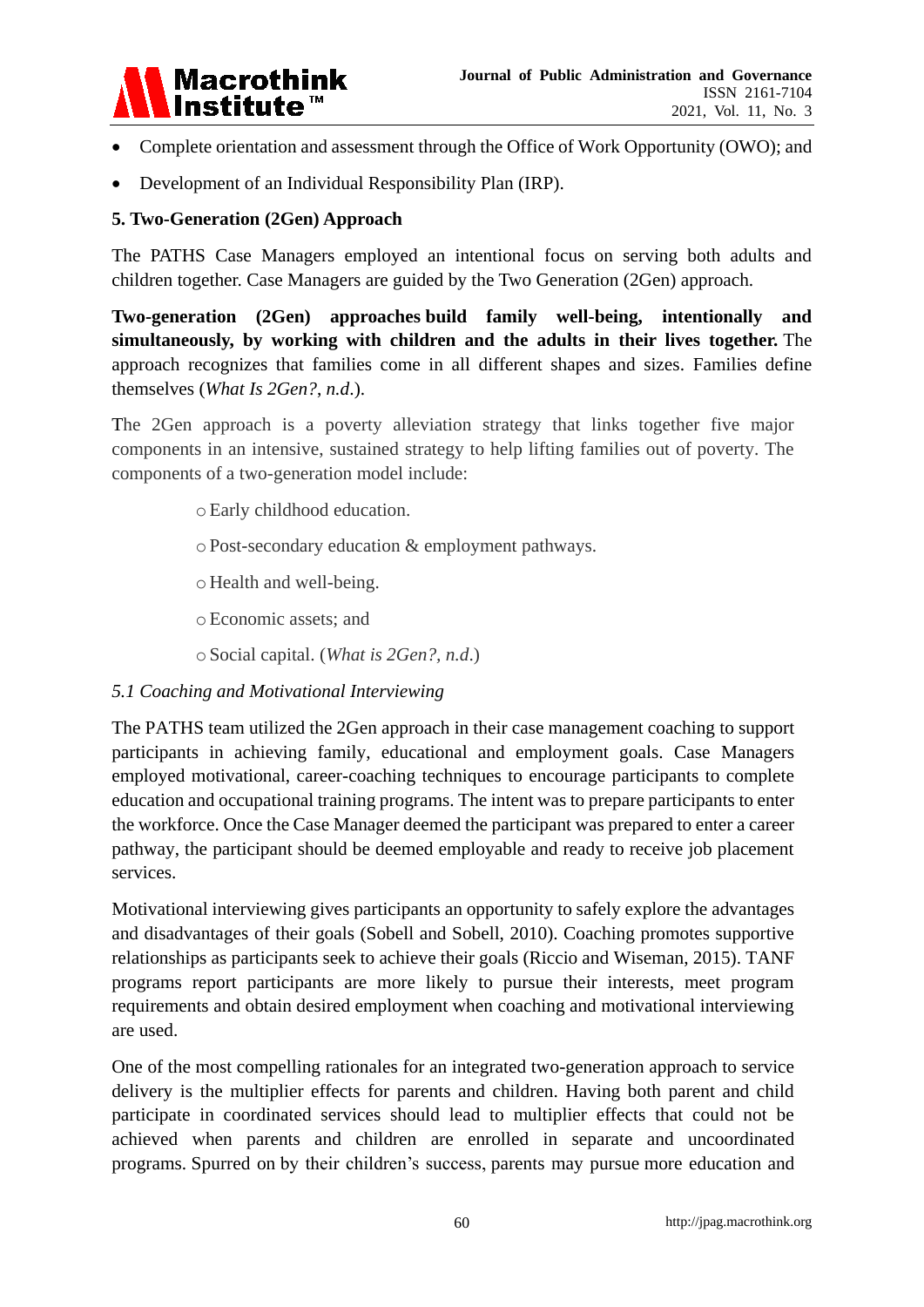- Complete orientation and assessment through the Office of Work Opportunity (OWO); and
- Development of an Individual Responsibility Plan (IRP).

## 5. Two-Generation (2Gen) Approach

The PATHS Case Managers employed an intentional focus on serving both adults and children together. Case Managers are guided by the Two Generation (2Gen) approach.

**Two-generation (2Gen) approaches build family well-being, intentionally and simultaneously, by working with children and the adults in their lives together.** The approach recognizes that families come in all different shapes and sizes. Families define themselves (*What Is 2Gen?*, *n.d.*).

The 2Gen approach is a poverty alleviation strategy that links together five major components in an intensive, sustained strategy to help lifting families out of poverty. The components of a two-generation model include:

- Early childhood education.
- Post-secondary education & employment pathways.
- Health and well-being.
- Economic assets; and
- Social capital. (*What is 2Gen?*, *n.d.*)

### *5.1 Coaching and Motivational Interviewing*

The PATHS team utilized the 2Gen approach in their case management coaching to support participants in achieving family, educational and employment goals. Case Managers employed motivational, career-coaching techniques to encourage participants to complete education and occupational training programs. The intent was to prepare participants to enter the workforce. Once the Case Manager deemed the participant was prepared to enter a career pathway, the participant should be deemed employable and ready to receive job placement services.

Motivational interviewing gives participants an opportunity to safely explore the advantages and disadvantages of their goals (Sobell and Sobell, 2010). Coaching promotes supportive relationships as participants seek to achieve their goals (Riccio and Wiseman, 2015). TANF programs report participants are more likely to pursue their interests, meet program requirements and obtain desired employment when coaching and motivational interviewing are used.

One of the most compelling rationales for an integrated two-generation approach to service delivery is the multiplier effects for parents and children. Having both parent and child participate in coordinated services should lead to multiplier effects that could not be achieved when parents and children are enrolled in separate and uncoordinated programs. Spurred on by their children's success, parents may pursue more education and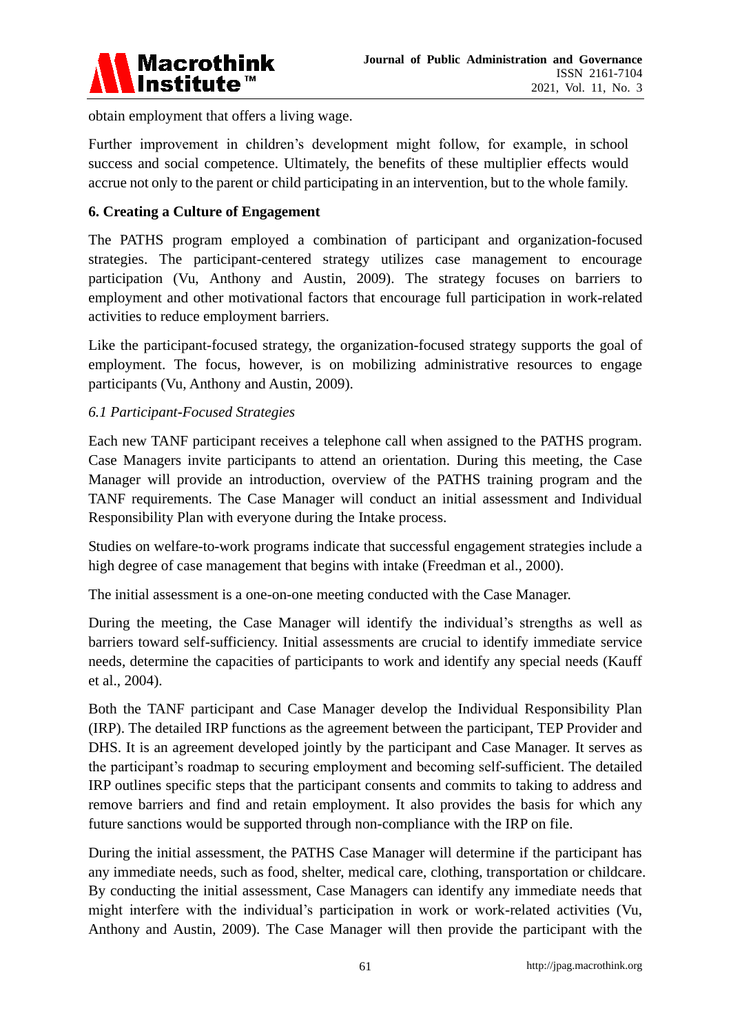obtain employment that offers a living wage.

Further improvement in children's development might follow, for example, in school success and social competence. Ultimately, the benefits of these multiplier effects would accrue not only to the parent or child participating in an intervention, but to the whole family.

## 6. Creating a Culture of Engagement

The PATHS program employed a combination of participant and organization-focused strategies. The participant-centered strategy utilizes case management to encourage participation (Vu, Anthony and Austin, 2009). The strategy focuses on barriers to employment and other motivational factors that encourage full participation in work-related activities to reduce employment barriers.

Like the participant-focused strategy, the organization-focused strategy supports the goal of employment. The focus, however, is on mobilizing administrative resources to engage participants (Vu, Anthony and Austin, 2009).

### *6.1 Participant-Focused Strategies*

Each new TANF participant receives a telephone call when assigned to the PATHS program. Case Managers invite participants to attend an orientation. During this meeting, the Case Manager will provide an introduction, overview of the PATHS training program and the TANF requirements. The Case Manager will conduct an initial assessment and Individual Responsibility Plan with everyone during the Intake process.

Studies on welfare-to-work programs indicate that successful engagement strategies include a high degree of case management that begins with intake (Freedman et al., 2000).

The initial assessment is a one-on-one meeting conducted with the Case Manager.

During the meeting, the Case Manager will identify the individual's strengths as well as barriers toward self-sufficiency. Initial assessments are crucial to identify immediate service needs, determine the capacities of participants to work and identify any special needs (Kauff et al., 2004).

Both the TANF participant and Case Manager develop the Individual Responsibility Plan (IRP). The detailed IRP functions as the agreement between the participant, TEP Provider and DHS. It is an agreement developed jointly by the participant and Case Manager. It serves as the participant's roadmap to securing employment and becoming self-sufficient. The detailed IRP outlines specific steps that the participant consents and commits to taking to address and remove barriers and find and retain employment. It also provides the basis for which any future sanctions would be supported through non-compliance with the IRP on file.

During the initial assessment, the PATHS Case Manager will determine if the participant has any immediate needs, such as food, shelter, medical care, clothing, transportation or childcare. By conducting the initial assessment, Case Managers can identify any immediate needs that might interfere with the individual's participation in work or work-related activities (Vu, Anthony and Austin, 2009). The Case Manager will then provide the participant with the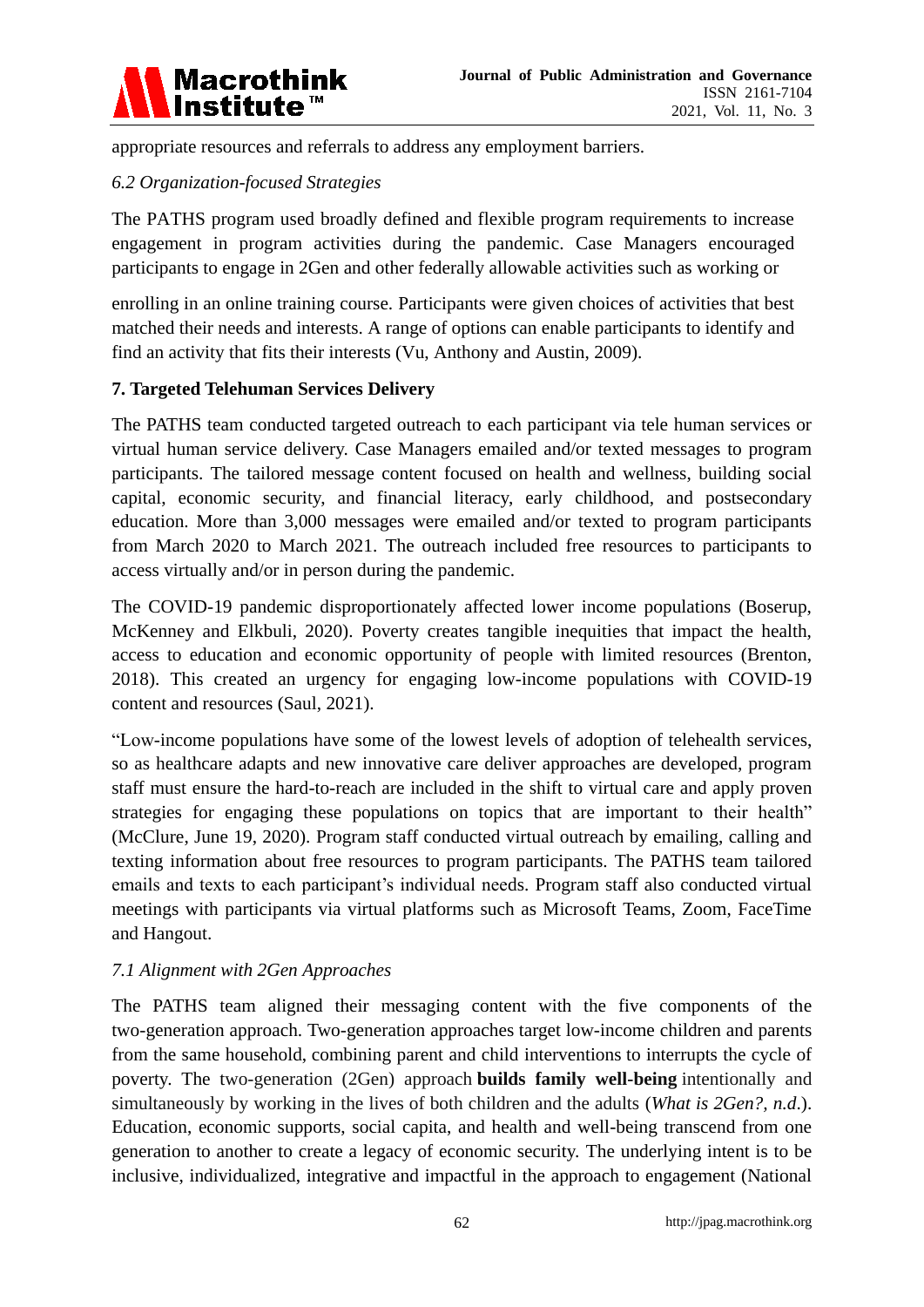appropriate resources and referrals to address any employment barriers.

### *6.2 Organization-focused Strategies*

The PATHS program used broadly defined and flexible program requirements to increase engagement in program activities during the pandemic. Case Managers encouraged participants to engage in 2Gen and other federally allowable activities such as working or enrolling in an online training course. Participants were given choices of activities that best matched their needs and interests. A range of options can enable participants to identify and find an activity that fits their interests (Vu, Anthony and Austin, 2009).

## 7. Targeted Telehuman Services Delivery

The PATHS team conducted targeted outreach to each participant via tele human services or virtual human service delivery. Case Managers emailed and/or texted messages to program participants. The tailored message content focused on health and wellness, building social capital, economic security, and financial literacy, early childhood, and postsecondary education. More than 3,000 messages were emailed and/or texted to program participants from March 2020 to March 2021. The outreach included free resources to participants to access virtually and/or in person during the pandemic.

The COVID-19 pandemic disproportionately affected lower income populations (Boserup, McKenney and Elkbuli, 2020). Poverty creates tangible inequities that impact the health, access to education and economic opportunity of people with limited resources (Brenton, 2018). This created an urgency for engaging low-income populations with COVID-19 content and resources (Saul, 2021).

"Low-income populations have some of the lowest levels of adoption of telehealth services, so as healthcare adapts and new innovative care deliver approaches are developed, program staff must ensure the hard-to-reach are included in the shift to virtual care and apply proven strategies for engaging these populations on topics that are important to their health" (McClure, June 19, 2020). Program staff conducted virtual outreach by emailing, calling and texting information about free resources to program participants. The PATHS team tailored emails and texts to each participant's individual needs. Program staff also conducted virtual meetings with participants via virtual platforms such as Microsoft Teams, Zoom, FaceTime and Hangout.

### *7.1 Alignment with 2Gen Approaches*

The PATHS team aligned their messaging content with the five components of the two-generation approach. Two-generation approaches target low-income children and parents from the same household, combining parent and child interventions to interrupts the cycle of poverty. The two-generation (2Gen) approach **builds family well-being** intentionally and simultaneously by working in the lives of both children and the adults (*What is 2Gen?*, *n.d.*). Education, economic supports, social capita, and health and well-being transcend from one generation to another to create a legacy of economic security. The underlying intent is to be inclusive, individualized, integrative and impactful in the approach to engagement (National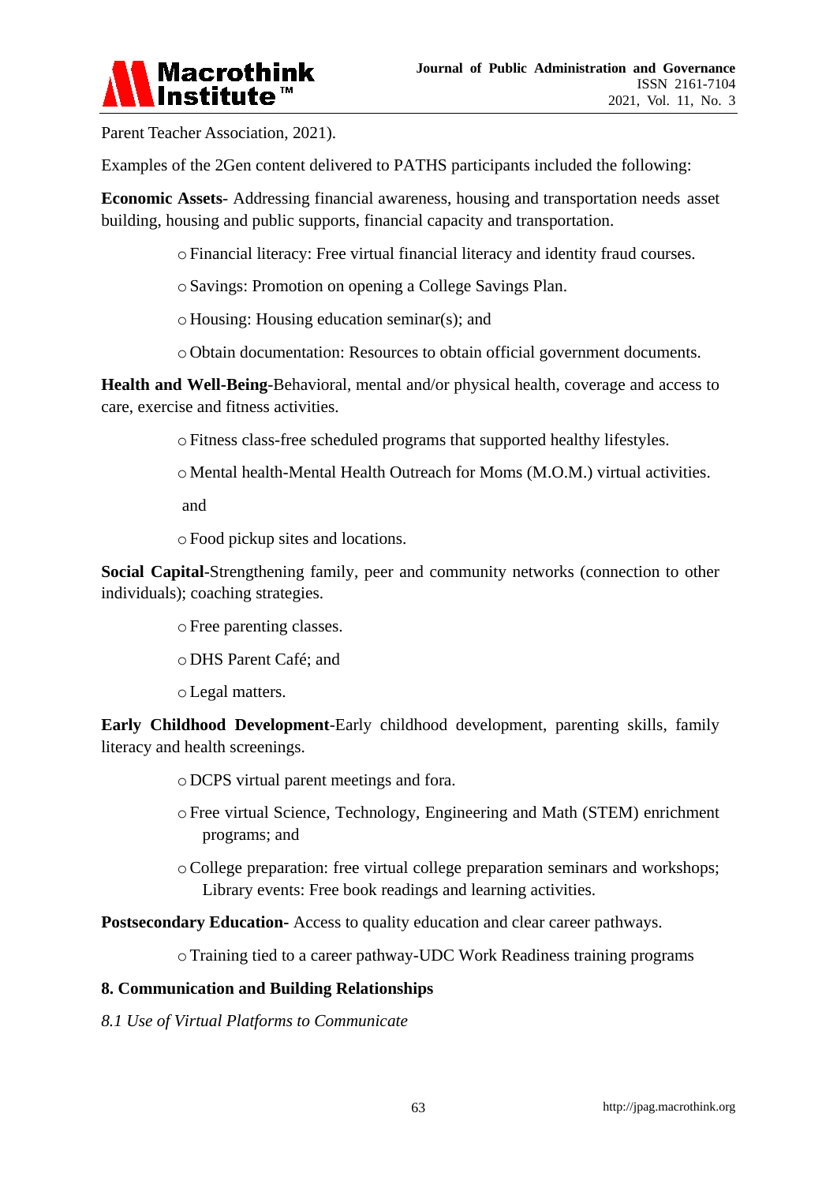Parent Teacher Association, 2021).

Examples of the 2Gen content delivered to PATHS participants included the following:

**Economic Assets**- Addressing financial awareness, housing and transportation needs asset building, housing and public supports, financial capacity and transportation.

- Financial literacy: Free virtual financial literacy and identity fraud courses.
- Savings: Promotion on opening a College Savings Plan.
- Housing: Housing education seminar(s); and
- Obtain documentation: Resources to obtain official government documents.

**Health and Well-Being**-Behavioral, mental and/or physical health, coverage and access to care, exercise and fitness activities.

- Fitness class-free scheduled programs that supported healthy lifestyles.
- Mental health-Mental Health Outreach for Moms (M.O.M.) virtual activities.

  and

- Food pickup sites and locations.

**Social Capital**-Strengthening family, peer and community networks (connection to other individuals); coaching strategies.

- Free parenting classes.
- DHS Parent Café; and
- Legal matters.

**Early Childhood Development**-Early childhood development, parenting skills, family literacy and health screenings.

- DCPS virtual parent meetings and fora.
- Free virtual Science, Technology, Engineering and Math (STEM) enrichment programs; and
- College preparation: free virtual college preparation seminars and workshops; Library events: Free book readings and learning activities.

**Postsecondary Education-** Access to quality education and clear career pathways.

- Training tied to a career pathway-UDC Work Readiness training programs

## 8. Communication and Building Relationships

### *8.1 Use of Virtual Platforms to Communicate*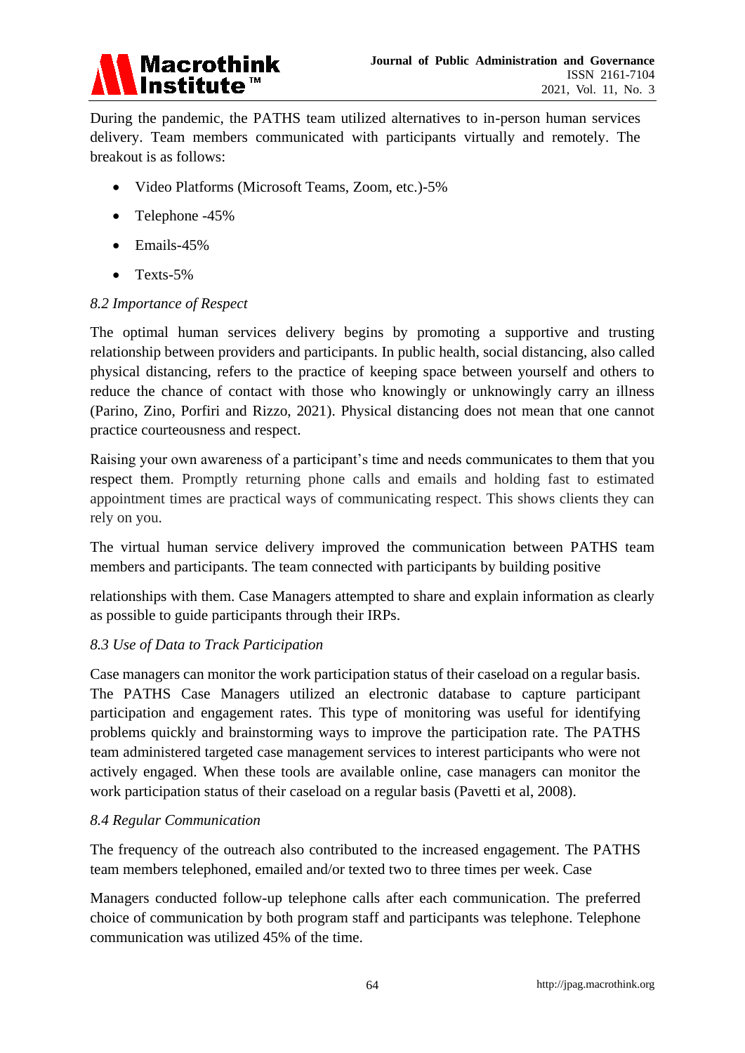During the pandemic, the PATHS team utilized alternatives to in-person human services delivery. Team members communicated with participants virtually and remotely. The breakout is as follows:

- Video Platforms (Microsoft Teams, Zoom, etc.)-5%
- Telephone -45%
- Emails-45%
- Texts-5%

### *8.2 Importance of Respect*

The optimal human services delivery begins by promoting a supportive and trusting relationship between providers and participants. In public health, social distancing, also called physical distancing, refers to the practice of keeping space between yourself and others to reduce the chance of contact with those who knowingly or unknowingly carry an illness (Parino, Zino, Porfiri and Rizzo, 2021). Physical distancing does not mean that one cannot practice courteousness and respect.

Raising your own awareness of a participant's time and needs communicates to them that you respect them. Promptly returning phone calls and emails and holding fast to estimated appointment times are practical ways of communicating respect. This shows clients they can rely on you.

The virtual human service delivery improved the communication between PATHS team members and participants. The team connected with participants by building positive relationships with them. Case Managers attempted to share and explain information as clearly as possible to guide participants through their IRPs.

### *8.3 Use of Data to Track Participation*

Case managers can monitor the work participation status of their caseload on a regular basis. The PATHS Case Managers utilized an electronic database to capture participant participation and engagement rates. This type of monitoring was useful for identifying problems quickly and brainstorming ways to improve the participation rate. The PATHS team administered targeted case management services to interest participants who were not actively engaged. When these tools are available online, case managers can monitor the work participation status of their caseload on a regular basis (Pavetti et al, 2008).

### *8.4 Regular Communication*

The frequency of the outreach also contributed to the increased engagement. The PATHS team members telephoned, emailed and/or texted two to three times per week. Case Managers conducted follow-up telephone calls after each communication. The preferred choice of communication by both program staff and participants was telephone. Telephone communication was utilized 45% of the time.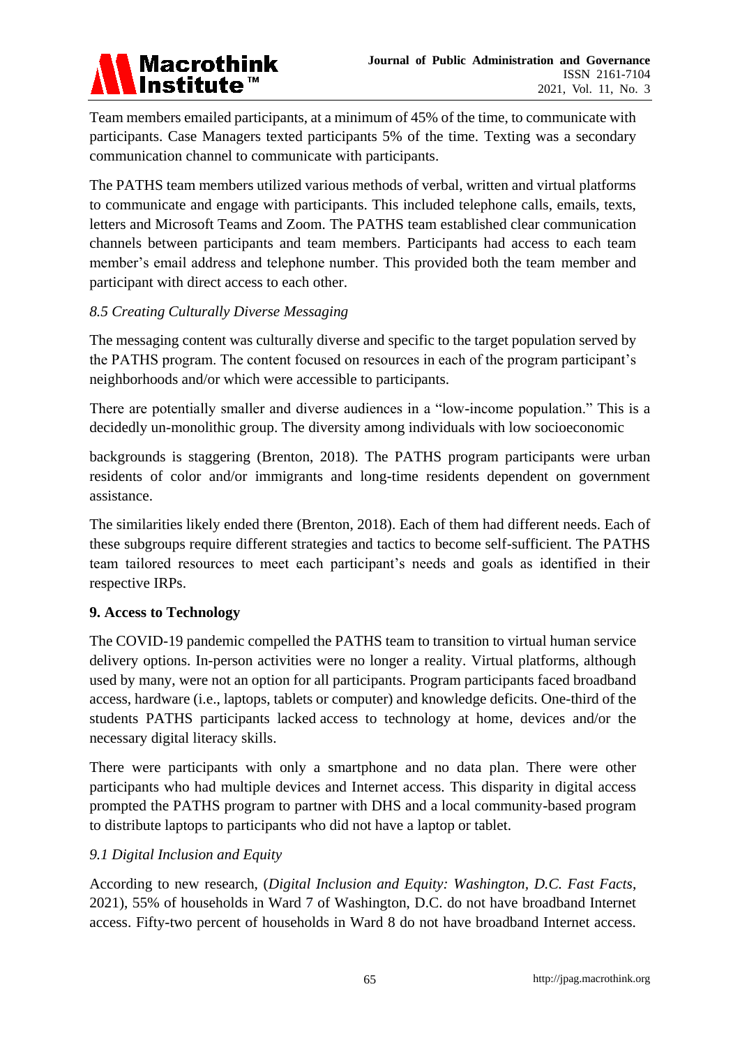Team members emailed participants, at a minimum of 45% of the time, to communicate with participants. Case Managers texted participants 5% of the time. Texting was a secondary communication channel to communicate with participants.

The PATHS team members utilized various methods of verbal, written and virtual platforms to communicate and engage with participants. This included telephone calls, emails, texts, letters and Microsoft Teams and Zoom. The PATHS team established clear communication channels between participants and team members. Participants had access to each team member's email address and telephone number. This provided both the team member and participant with direct access to each other.

### *8.5 Creating Culturally Diverse Messaging*

The messaging content was culturally diverse and specific to the target population served by the PATHS program. The content focused on resources in each of the program participant's neighborhoods and/or which were accessible to participants.

There are potentially smaller and diverse audiences in a "low-income population." This is a decidedly un-monolithic group. The diversity among individuals with low socioeconomic backgrounds is staggering (Brenton, 2018). The PATHS program participants were urban residents of color and/or immigrants and long-time residents dependent on government assistance.

The similarities likely ended there (Brenton, 2018). Each of them had different needs. Each of these subgroups require different strategies and tactics to become self-sufficient. The PATHS team tailored resources to meet each participant's needs and goals as identified in their respective IRPs.

## **9. Access to Technology**

The COVID-19 pandemic compelled the PATHS team to transition to virtual human service delivery options. In-person activities were no longer a reality. Virtual platforms, although used by many, were not an option for all participants. Program participants faced broadband access, hardware (i.e., laptops, tablets or computer) and knowledge deficits. One-third of the students PATHS participants lacked access to technology at home, devices and/or the necessary digital literacy skills.

There were participants with only a smartphone and no data plan. There were other participants who had multiple devices and Internet access. This disparity in digital access prompted the PATHS program to partner with DHS and a local community-based program to distribute laptops to participants who did not have a laptop or tablet.

### *9.1 Digital Inclusion and Equity*

According to new research, (*Digital Inclusion and Equity: Washington, D.C. Fast Facts*, 2021), 55% of households in Ward 7 of Washington, D.C. do not have broadband Internet access. Fifty-two percent of households in Ward 8 do not have broadband Internet access.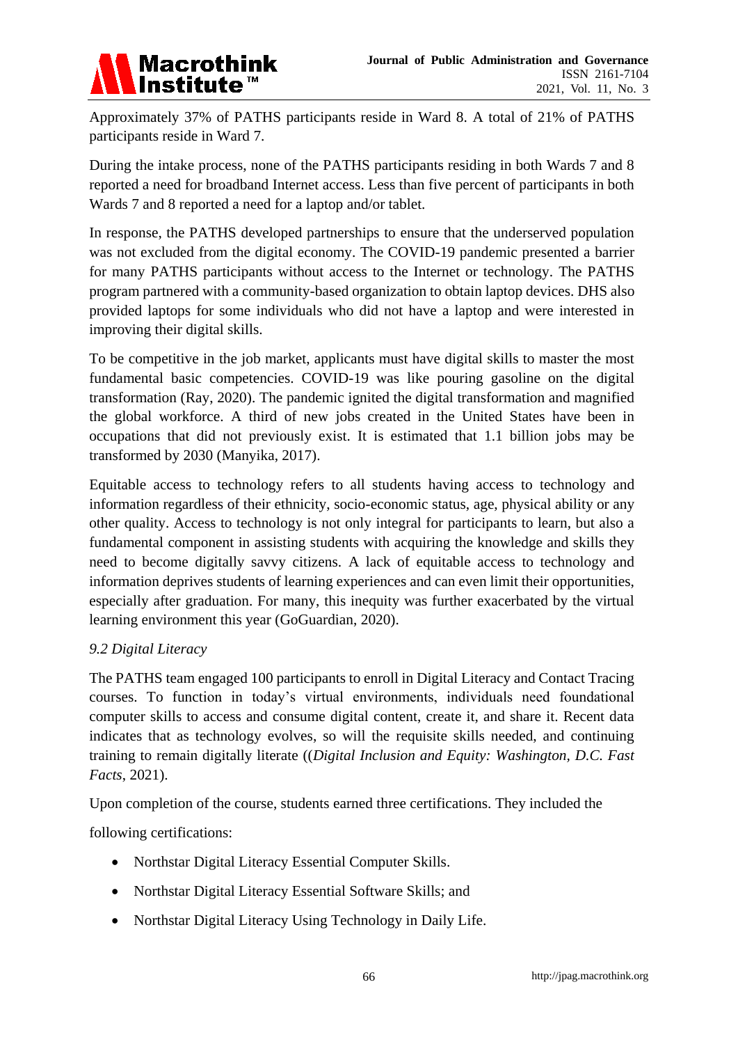Approximately 37% of PATHS participants reside in Ward 8. A total of 21% of PATHS participants reside in Ward 7.

During the intake process, none of the PATHS participants residing in both Wards 7 and 8 reported a need for broadband Internet access. Less than five percent of participants in both Wards 7 and 8 reported a need for a laptop and/or tablet.

In response, the PATHS developed partnerships to ensure that the underserved population was not excluded from the digital economy. The COVID-19 pandemic presented a barrier for many PATHS participants without access to the Internet or technology. The PATHS program partnered with a community-based organization to obtain laptop devices. DHS also provided laptops for some individuals who did not have a laptop and were interested in improving their digital skills.

To be competitive in the job market, applicants must have digital skills to master the most fundamental basic competencies. COVID-19 was like pouring gasoline on the digital transformation (Ray, 2020). The pandemic ignited the digital transformation and magnified the global workforce. A third of new jobs created in the United States have been in occupations that did not previously exist. It is estimated that 1.1 billion jobs may be transformed by 2030 (Manyika, 2017).

Equitable access to technology refers to all students having access to technology and information regardless of their ethnicity, socio-economic status, age, physical ability or any other quality. Access to technology is not only integral for participants to learn, but also a fundamental component in assisting students with acquiring the knowledge and skills they need to become digitally savvy citizens. A lack of equitable access to technology and information deprives students of learning experiences and can even limit their opportunities, especially after graduation. For many, this inequity was further exacerbated by the virtual learning environment this year (GoGuardian, 2020).

### *9.2 Digital Literacy*

The PATHS team engaged 100 participants to enroll in Digital Literacy and Contact Tracing courses. To function in today's virtual environments, individuals need foundational computer skills to access and consume digital content, create it, and share it. Recent data indicates that as technology evolves, so will the requisite skills needed, and continuing training to remain digitally literate ((*Digital Inclusion and Equity: Washington, D.C. Fast Facts*, 2021).

Upon completion of the course, students earned three certifications. They included the

following certifications:

- Northstar Digital Literacy Essential Computer Skills.
- Northstar Digital Literacy Essential Software Skills; and
- Northstar Digital Literacy Using Technology in Daily Life.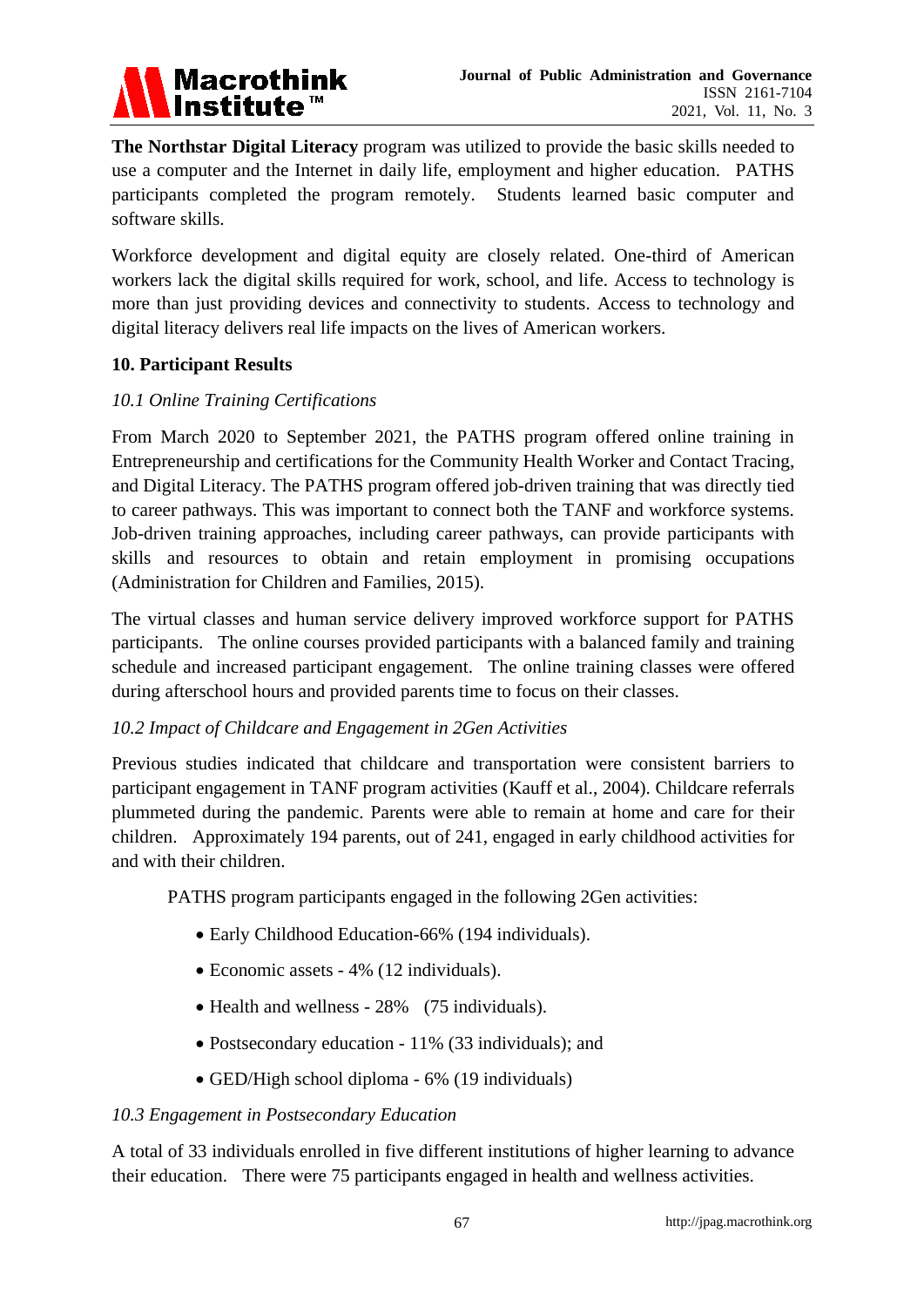**The Northstar Digital Literacy** program was utilized to provide the basic skills needed to use a computer and the Internet in daily life, employment and higher education. PATHS participants completed the program remotely. Students learned basic computer and software skills.

Workforce development and digital equity are closely related. One-third of American workers lack the digital skills required for work, school, and life. Access to technology is more than just providing devices and connectivity to students. Access to technology and digital literacy delivers real life impacts on the lives of American workers.

## 10. Participant Results

### *10.1 Online Training Certifications*

From March 2020 to September 2021, the PATHS program offered online training in Entrepreneurship and certifications for the Community Health Worker and Contact Tracing, and Digital Literacy. The PATHS program offered job-driven training that was directly tied to career pathways. This was important to connect both the TANF and workforce systems. Job-driven training approaches, including career pathways, can provide participants with skills and resources to obtain and retain employment in promising occupations (Administration for Children and Families, 2015).

The virtual classes and human service delivery improved workforce support for PATHS participants. The online courses provided participants with a balanced family and training schedule and increased participant engagement. The online training classes were offered during afterschool hours and provided parents time to focus on their classes.

### *10.2 Impact of Childcare and Engagement in 2Gen Activities*

Previous studies indicated that childcare and transportation were consistent barriers to participant engagement in TANF program activities (Kauff et al., 2004). Childcare referrals plummeted during the pandemic. Parents were able to remain at home and care for their children. Approximately 194 parents, out of 241, engaged in early childhood activities for and with their children.

PATHS program participants engaged in the following 2Gen activities:

- Early Childhood Education-66% (194 individuals).
- Economic assets - 4% (12 individuals).
- Health and wellness - 28% (75 individuals).
- Postsecondary education - 11% (33 individuals); and
- GED/High school diploma - 6% (19 individuals)

### *10.3 Engagement in Postsecondary Education*

A total of 33 individuals enrolled in five different institutions of higher learning to advance their education. There were 75 participants engaged in health and wellness activities.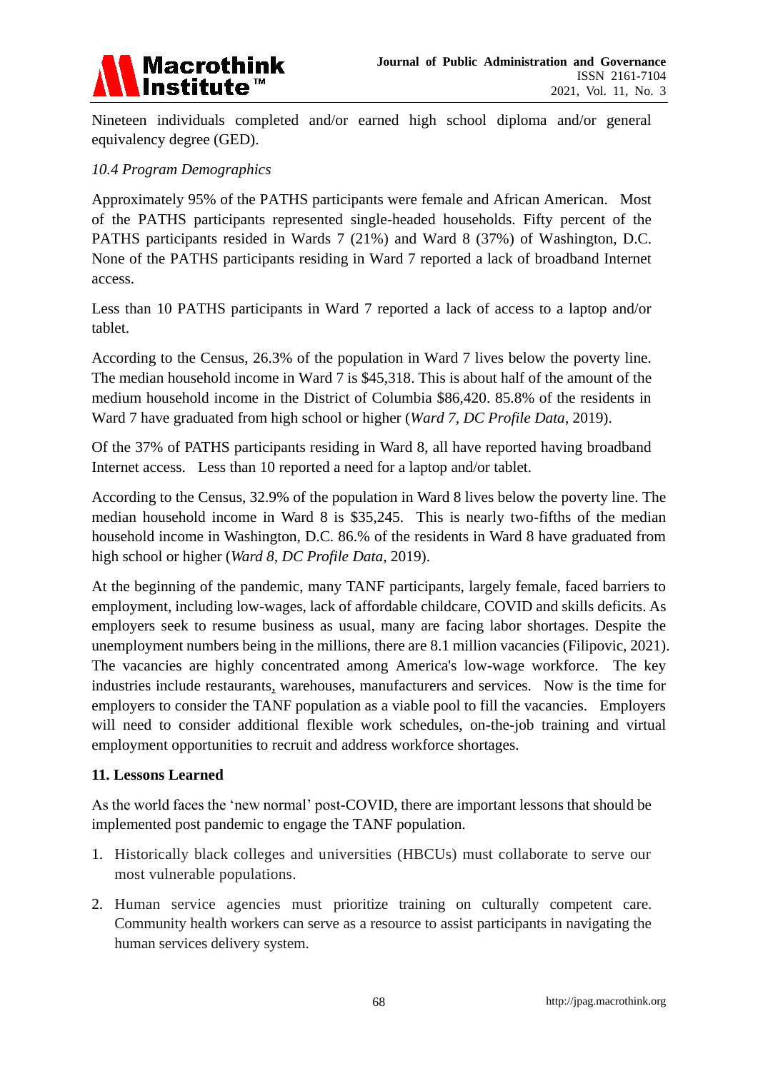Nineteen individuals completed and/or earned high school diploma and/or general equivalency degree (GED).

### *10.4 Program Demographics*

Approximately 95% of the PATHS participants were female and African American. Most of the PATHS participants represented single-headed households. Fifty percent of the PATHS participants resided in Wards 7 (21%) and Ward 8 (37%) of Washington, D.C. None of the PATHS participants residing in Ward 7 reported a lack of broadband Internet access.

Less than 10 PATHS participants in Ward 7 reported a lack of access to a laptop and/or tablet.

According to the Census, 26.3% of the population in Ward 7 lives below the poverty line. The median household income in Ward 7 is $45,318. This is about half of the amount of the medium household income in the District of Columbia $86,420. 85.8% of the residents in Ward 7 have graduated from high school or higher (*Ward 7, DC Profile Data*, 2019).

Of the 37% of PATHS participants residing in Ward 8, all have reported having broadband Internet access. Less than 10 reported a need for a laptop and/or tablet.

According to the Census, 32.9% of the population in Ward 8 lives below the poverty line. The median household income in Ward 8 is $35,245. This is nearly two-fifths of the median household income in Washington, D.C. 86.% of the residents in Ward 8 have graduated from high school or higher (*Ward 8, DC Profile Data*, 2019).

At the beginning of the pandemic, many TANF participants, largely female, faced barriers to employment, including low-wages, lack of affordable childcare, COVID and skills deficits. As employers seek to resume business as usual, many are facing labor shortages. Despite the unemployment numbers being in the millions, there are 8.1 million vacancies (Filipovic, 2021). The vacancies are highly concentrated among America's low-wage workforce. The key industries include restaurants, warehouses, manufacturers and services. Now is the time for employers to consider the TANF population as a viable pool to fill the vacancies. Employers will need to consider additional flexible work schedules, on-the-job training and virtual employment opportunities to recruit and address workforce shortages.

## **11. Lessons Learned**

As the world faces the 'new normal' post-COVID, there are important lessons that should be implemented post pandemic to engage the TANF population.

1. Historically black colleges and universities (HBCUs) must collaborate to serve our most vulnerable populations.
2. Human service agencies must prioritize training on culturally competent care. Community health workers can serve as a resource to assist participants in navigating the human services delivery system.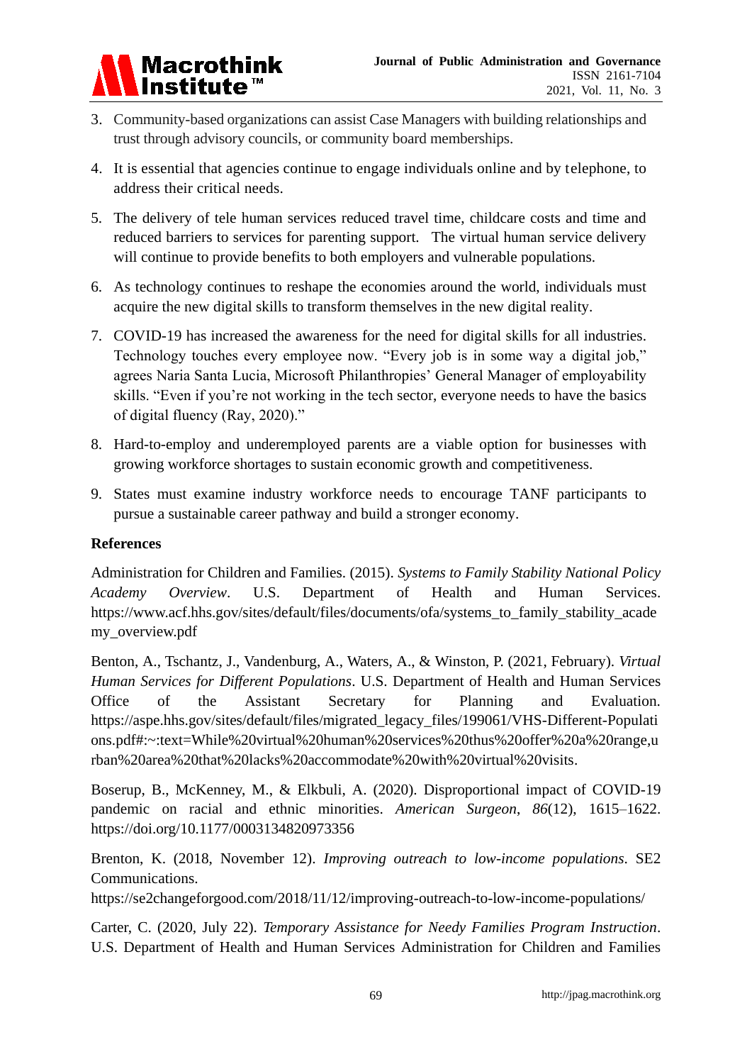3. Community-based organizations can assist Case Managers with building relationships and trust through advisory councils, or community board memberships.
4. It is essential that agencies continue to engage individuals online and by telephone, to address their critical needs.
5. The delivery of tele human services reduced travel time, childcare costs and time and reduced barriers to services for parenting support. The virtual human service delivery will continue to provide benefits to both employers and vulnerable populations.
6. As technology continues to reshape the economies around the world, individuals must acquire the new digital skills to transform themselves in the new digital reality.
7. COVID-19 has increased the awareness for the need for digital skills for all industries. Technology touches every employee now. "Every job is in some way a digital job," agrees Naria Santa Lucia, Microsoft Philanthropies' General Manager of employability skills. "Even if you're not working in the tech sector, everyone needs to have the basics of digital fluency (Ray, 2020)."
8. Hard-to-employ and underemployed parents are a viable option for businesses with growing workforce shortages to sustain economic growth and competitiveness.
9. States must examine industry workforce needs to encourage TANF participants to pursue a sustainable career pathway and build a stronger economy.

## References

Administration for Children and Families. (2015). *Systems to Family Stability National Policy Academy Overview*. U.S. Department of Health and Human Services. https://www.acf.hhs.gov/sites/default/files/documents/ofa/systems_to_family_stability_academy_overview.pdf

Benton, A., Tschantz, J., Vandenburg, A., Waters, A., & Winston, P. (2021, February). *Virtual Human Services for Different Populations*. U.S. Department of Health and Human Services Office of the Assistant Secretary for Planning and Evaluation. https://aspe.hhs.gov/sites/default/files/migrated_legacy_files/199061/VHS-Different-Populations.pdf#:~:text=While%20virtual%20human%20services%20thus%20offer%20a%20range,urban%20area%20that%20lacks%20accommodate%20with%20virtual%20visits.

Boserup, B., McKenney, M., & Elkbuli, A. (2020). Disproportional impact of COVID-19 pandemic on racial and ethnic minorities. *American Surgeon*, *86*(12), 1615–1622. https://doi.org/10.1177/0003134820973356

Brenton, K. (2018, November 12). *Improving outreach to low-income populations*. SE2 Communications.
https://se2changeforgood.com/2018/11/12/improving-outreach-to-low-income-populations/

Carter, C. (2020, July 22). *Temporary Assistance for Needy Families Program Instruction*. U.S. Department of Health and Human Services Administration for Children and Families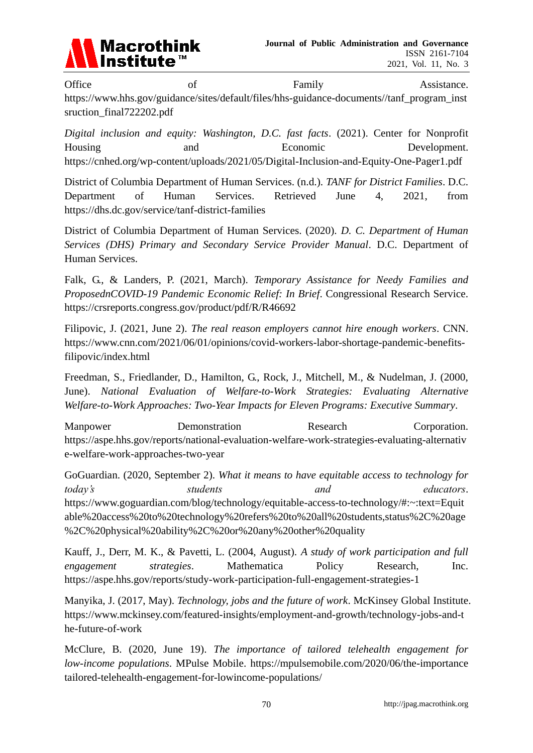Office of Family Assistance. https://www.hhs.gov/guidance/sites/default/files/hhs-guidance-documents//tanf_program_instruction_final722202.pdf

*Digital inclusion and equity: Washington, D.C. fast facts*. (2021). Center for Nonprofit Housing and Economic Development. https://cnhed.org/wp-content/uploads/2021/05/Digital-Inclusion-and-Equity-One-Pager1.pdf

District of Columbia Department of Human Services. (n.d.). *TANF for District Families*. D.C. Department of Human Services. Retrieved June 4, 2021, from https://dhs.dc.gov/service/tanf-district-families

District of Columbia Department of Human Services. (2020). *D. C. Department of Human Services (DHS) Primary and Secondary Service Provider Manual*. D.C. Department of Human Services.

Falk, G., & Landers, P. (2021, March). *Temporary Assistance for Needy Families and ProposednCOVID-19 Pandemic Economic Relief: In Brief*. Congressional Research Service. https://crsreports.congress.gov/product/pdf/R/R46692

Filipovic, J. (2021, June 2). *The real reason employers cannot hire enough workers*. CNN. https://www.cnn.com/2021/06/01/opinions/covid-workers-labor-shortage-pandemic-benefits-filipovic/index.html

Freedman, S., Friedlander, D., Hamilton, G., Rock, J., Mitchell, M., & Nudelman, J. (2000, June). *National Evaluation of Welfare-to-Work Strategies: Evaluating Alternative Welfare-to-Work Approaches: Two-Year Impacts for Eleven Programs: Executive Summary*.

Manpower Demonstration Research Corporation. https://aspe.hhs.gov/reports/national-evaluation-welfare-work-strategies-evaluating-alternative-welfare-work-approaches-two-year

GoGuardian. (2020, September 2). *What it means to have equitable access to technology for today's students and educators*. https://www.goguardian.com/blog/technology/equitable-access-to-technology/#:~:text=Equitable%20access%20to%20technology%20refers%20to%20all%20students,status%2C%20age%2C%20physical%20ability%2C%20or%20any%20other%20quality

Kauff, J., Derr, M. K., & Pavetti, L. (2004, August). *A study of work participation and full engagement strategies*. Mathematica Policy Research, Inc. https://aspe.hhs.gov/reports/study-work-participation-full-engagement-strategies-1

Manyika, J. (2017, May). *Technology, jobs and the future of work*. McKinsey Global Institute. https://www.mckinsey.com/featured-insights/employment-and-growth/technology-jobs-and-the-future-of-work

McClure, B. (2020, June 19). *The importance of tailored telehealth engagement for low-income populations*. MPulse Mobile. https://mpulsemobile.com/2020/06/the-importance tailored-telehealth-engagement-for-lowincome-populations/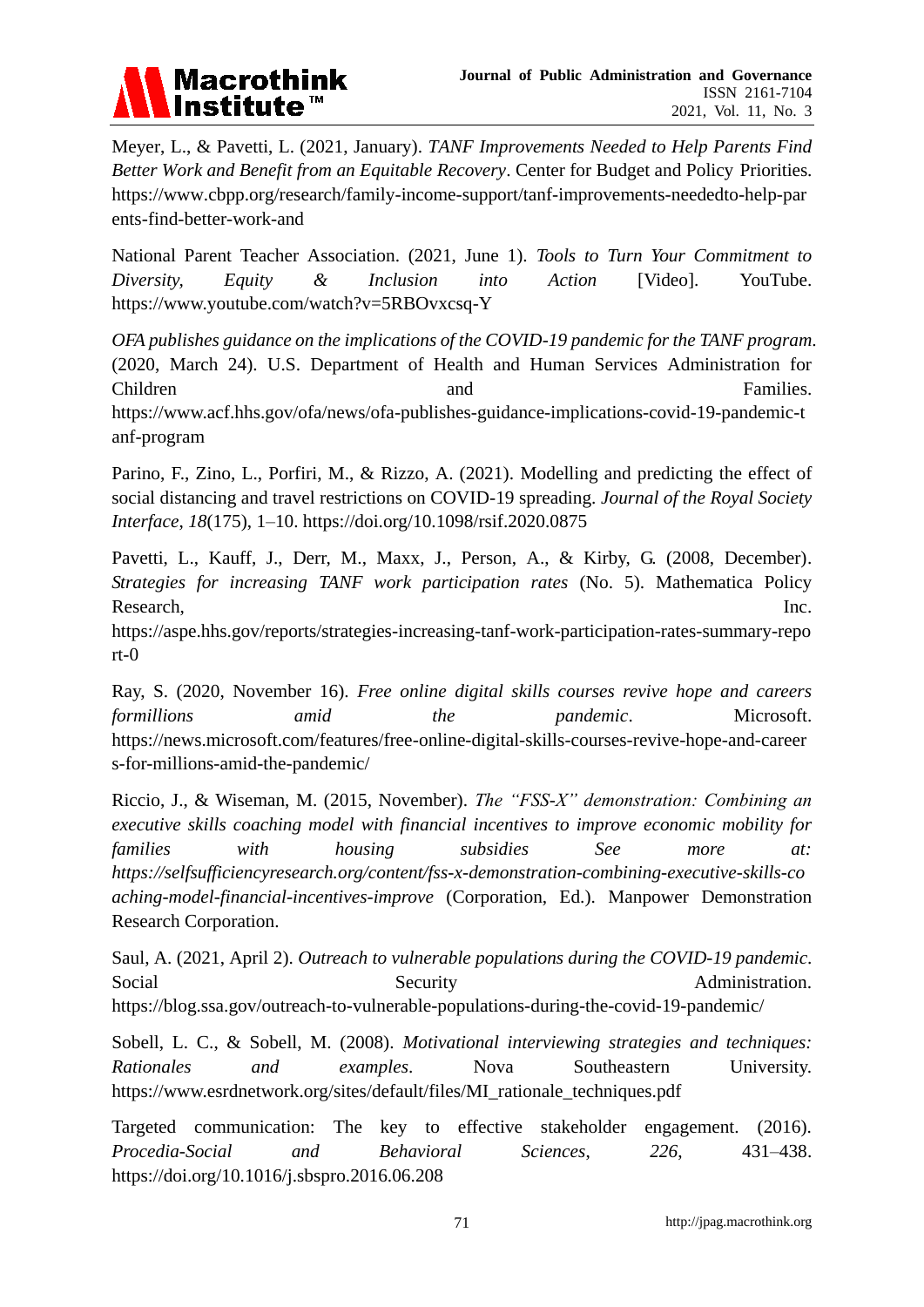Meyer, L., & Pavetti, L. (2021, January). *TANF Improvements Needed to Help Parents Find Better Work and Benefit from an Equitable Recovery*. Center for Budget and Policy Priorities. https://www.cbpp.org/research/family-income-support/tanf-improvements-neededto-help-parents-find-better-work-and

National Parent Teacher Association. (2021, June 1). *Tools to Turn Your Commitment to Diversity, Equity & Inclusion into Action* [Video]. YouTube. https://www.youtube.com/watch?v=5RBOvxcsq-Y

*OFA publishes guidance on the implications of the COVID-19 pandemic for the TANF program*. (2020, March 24). U.S. Department of Health and Human Services Administration for Children and Families. https://www.acf.hhs.gov/ofa/news/ofa-publishes-guidance-implications-covid-19-pandemic-tanf-program

Parino, F., Zino, L., Porfiri, M., & Rizzo, A. (2021). Modelling and predicting the effect of social distancing and travel restrictions on COVID-19 spreading. *Journal of the Royal Society Interface*, *18*(175), 1–10. https://doi.org/10.1098/rsif.2020.0875

Pavetti, L., Kauff, J., Derr, M., Maxx, J., Person, A., & Kirby, G. (2008, December). *Strategies for increasing TANF work participation rates* (No. 5). Mathematica Policy Research, Inc. https://aspe.hhs.gov/reports/strategies-increasing-tanf-work-participation-rates-summary-report-0

Ray, S. (2020, November 16). *Free online digital skills courses revive hope and careers formillions amid the pandemic*. Microsoft. https://news.microsoft.com/features/free-online-digital-skills-courses-revive-hope-and-careers-for-millions-amid-the-pandemic/

Riccio, J., & Wiseman, M. (2015, November). *The "FSS-X" demonstration: Combining an executive skills coaching model with financial incentives to improve economic mobility for families with housing subsidies See more at: https://selfsufficiencyresearch.org/content/fss-x-demonstration-combining-executive-skills-coaching-model-financial-incentives-improve* (Corporation, Ed.). Manpower Demonstration Research Corporation.

Saul, A. (2021, April 2). *Outreach to vulnerable populations during the COVID-19 pandemic*. Social Security Administration. https://blog.ssa.gov/outreach-to-vulnerable-populations-during-the-covid-19-pandemic/

Sobell, L. C., & Sobell, M. (2008). *Motivational interviewing strategies and techniques: Rationales and examples*. Nova Southeastern University. https://www.esrdnetwork.org/sites/default/files/MI_rationale_techniques.pdf

Targeted communication: The key to effective stakeholder engagement. (2016). *Procedia-Social and Behavioral Sciences*, *226*, 431–438. https://doi.org/10.1016/j.sbspro.2016.06.208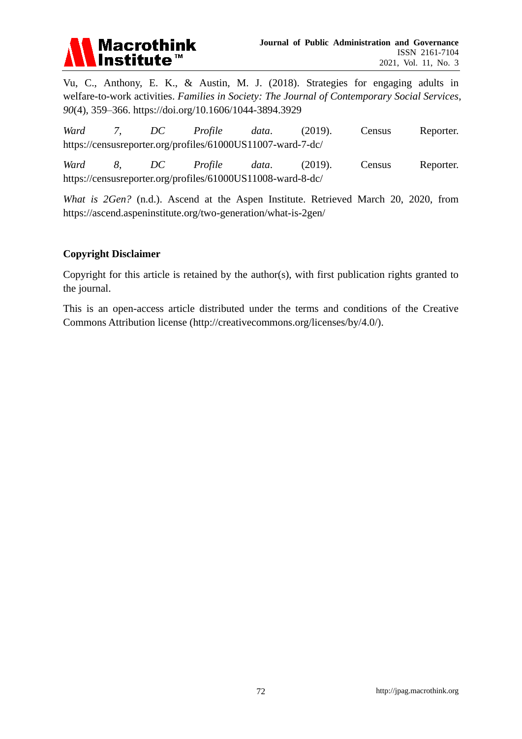Vu, C., Anthony, E. K., & Austin, M. J. (2018). Strategies for engaging adults in welfare-to-work activities. *Families in Society: The Journal of Contemporary Social Services*, *90*(4), 359–366. https://doi.org/10.1606/1044-3894.3929

*Ward 7, DC Profile data*. (2019). Census Reporter. https://censusreporter.org/profiles/61000US11007-ward-7-dc/

*Ward 8, DC Profile data*. (2019). Census Reporter. https://censusreporter.org/profiles/61000US11008-ward-8-dc/

*What is 2Gen?* (n.d.). Ascend at the Aspen Institute. Retrieved March 20, 2020, from https://ascend.aspeninstitute.org/two-generation/what-is-2gen/

**Copyright Disclaimer**

Copyright for this article is retained by the author(s), with first publication rights granted to the journal.

This is an open-access article distributed under the terms and conditions of the Creative Commons Attribution license (http://creativecommons.org/licenses/by/4.0/).